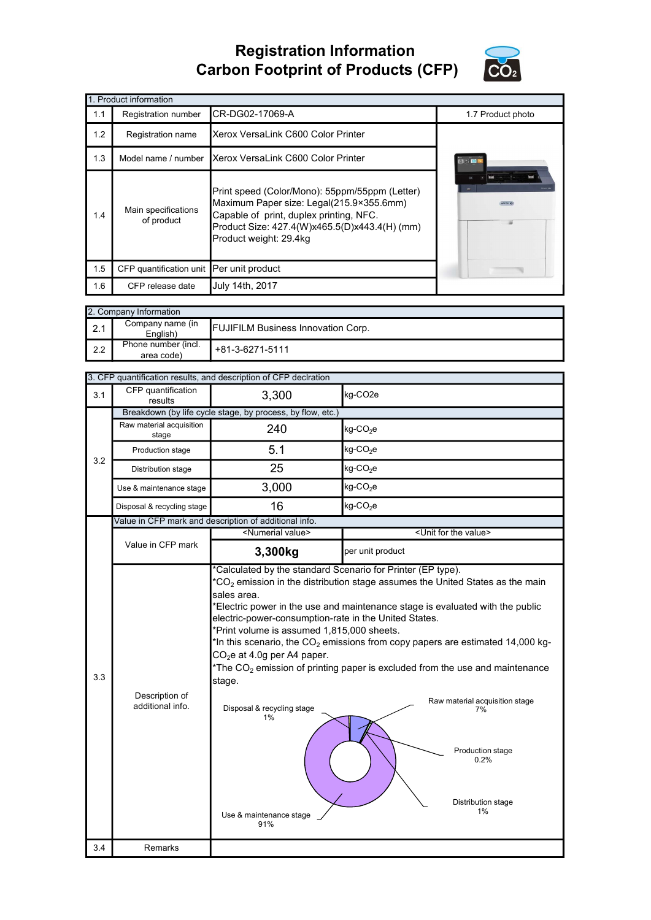# Registration Information
# Carbon Footprint of Products (CFP)

| 1. Product information | | |
|---|---|---|
| 1.1 | Registration number | CR-DG02-17069-A |
| 1.2 | Registration name | Xerox VersaLink C600 Color Printer |
| 1.3 | Model name / number | Xerox VersaLink C600 Color Printer |
| 1.4 | Main specifications of product | Print speed (Color/Mono): 55ppm/55ppm (Letter)<br>Maximum Paper size: Legal(215.9×355.6mm)<br>Capable of print, duplex printing, NFC.<br>Product Size: 427.4(W)x465.5(D)x443.4(H) (mm)<br>Product weight: 29.4kg |
| 1.5 | CFP quantification unit | Per unit product |
| 1.6 | CFP release date | July 14th, 2017 |
| 1.7 | Product photo | |

| 2. Company Information | | |
|---|---|---|
| 2.1 | Company name (in English) | FUJIFILM Business Innovation Corp. |
| 2.2 | Phone number (incl. area code) | +81-3-6271-5111 |

| 3. CFP quantification results, and description of CFP declration | | | |
|---|---|---|---|
| 3.1 | CFP quantification results | 3,300 | kg-CO2e |
| 3.2 | Breakdown (by life cycle stage, by process, by flow, etc.) | | |
| | Raw material acquisition stage | 240 | kg-$CO_2$e |
| | Production stage | 5.1 | kg-$CO_2$e |
| | Distribution stage | 25 | kg-$CO_2$e |
| | Use & maintenance stage | 3,000 | kg-$CO_2$e |
| | Disposal & recycling stage | 16 | kg-$CO_2$e |
| 3.3 | Value in CFP mark and description of additional info. | | |
| | Value in CFP mark | <Numerial value> | <Unit for the value> |
| | | **3,300kg** | per unit product |
| | Description of additional info. | *Calculated by the standard Scenario for Printer (EP type).<br>*$CO_2$ emission in the distribution stage assumes the United States as the main sales area.<br>*Electric power in the use and maintenance stage is evaluated with the public electric-power-consumption-rate in the United States.<br>*Print volume is assumed 1,815,000 sheets.<br>*In this scenario, the $CO_2$ emissions from copy papers are estimated 14,000 kg-$CO_2$e at 4.0g per A4 paper.<br>*The $CO_2$ emission of printing paper is excluded from the use and maintenance stage. | |
| 3.4 | Remarks | | |

Raw material acquisition stage 7%

Production stage 0.2%

Distribution stage 1%

Use & maintenance stage 91%

Disposal & recycling stage 1%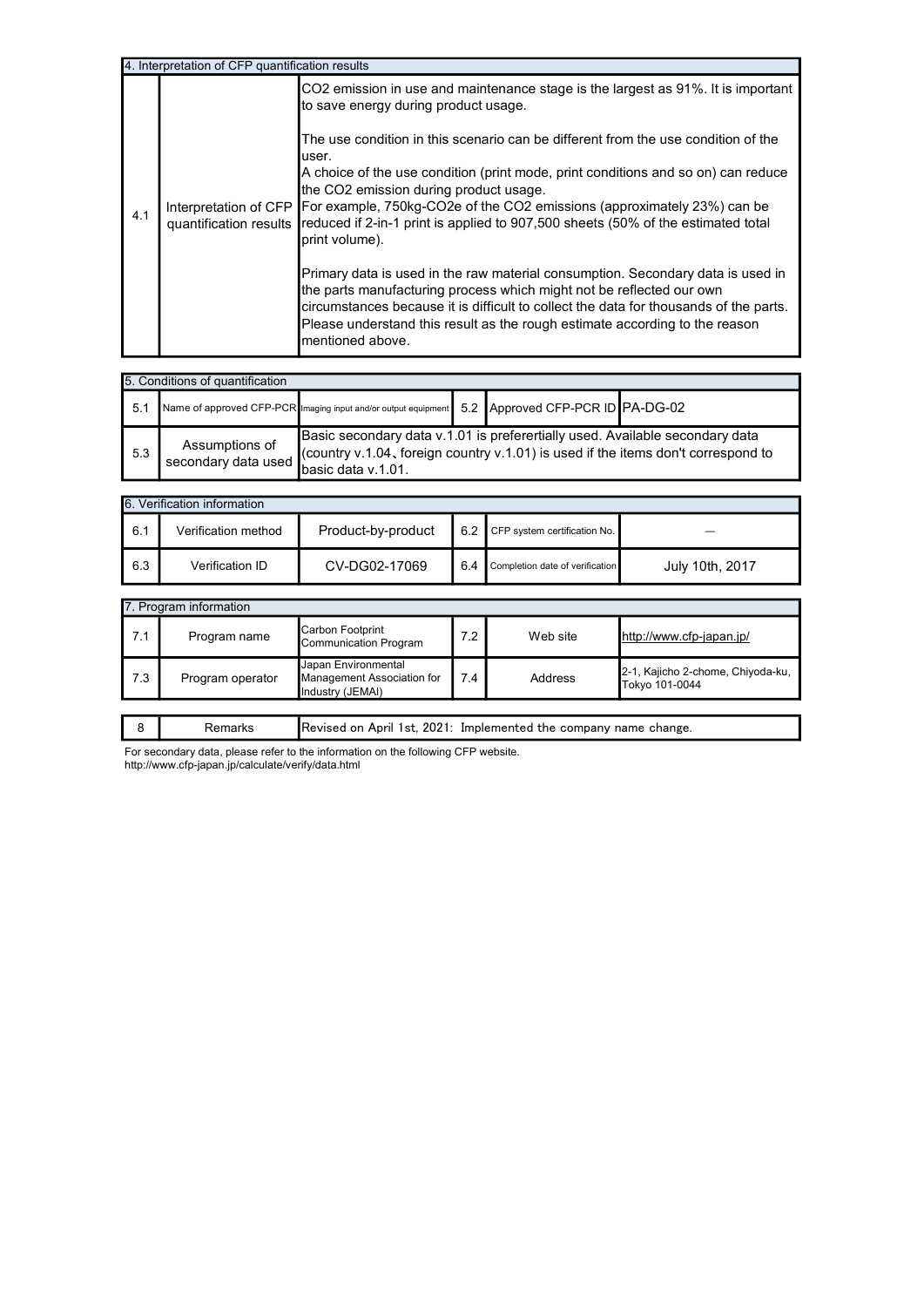## 4. Interpretation of CFP quantification results

| | | |
|---|---|---|
| 4.1 | Interpretation of CFP quantification results | $CO_2$ emission in use and maintenance stage is the largest as 91%. It is important to save energy during product usage.<br><br>The use condition in this scenario can be different from the use condition of the user.<br>A choice of the use condition (print mode, print conditions and so on) can reduce the $CO_2$ emission during product usage.<br>For example, 750kg-CO2e of the $CO_2$ emissions (approximately 23%) can be reduced if 2-in-1 print is applied to 907,500 sheets (50% of the estimated total print volume).<br><br>Primary data is used in the raw material consumption. Secondary data is used in the parts manufacturing process which might not be reflected our own circumstances because it is difficult to collect the data for thousands of the parts. Please understand this result as the rough estimate according to the reason mentioned above. |

## 5. Conditions of quantification

| | | | | | |
|---|---|---|---|---|---|
| 5.1 | Name of approved CFP-PCR | Imaging input and/or output equipment | 5.2 | Approved CFP-PCR ID | PA-DG-02 |
| 5.3 | Assumptions of secondary data used | Basic secondary data v.1.01 is preferertially used. Available secondary data (country v.1.04、foreign country v.1.01) is used if the items don't correspond to basic data v.1.01. | | | |

## 6. Verification information

| | | | | | |
|---|---|---|---|---|---|
| 6.1 | Verification method | Product-by-product | 6.2 | CFP system certification No. | — |
| 6.3 | Verification ID | CV-DG02-17069 | 6.4 | Completion date of verification | July 10th, 2017 |

## 7. Program information

| | | | | | |
|---|---|---|---|---|---|
| 7.1 | Program name | Carbon Footprint Communication Program | 7.2 | Web site | http://www.cfp-japan.jp/ |
| 7.3 | Program operator | Japan Environmental Management Association for Industry (JEMAI) | 7.4 | Address | 2-1, Kajicho 2-chome, Chiyoda-ku, Tokyo 101-0044 |

| | | |
|---|---|---|
| 8 | Remarks | Revised on April 1st, 2021: Implemented the company name change. |

For secondary data, please refer to the information on the following CFP website.
http://www.cfp-japan.jp/calculate/verify/data.html